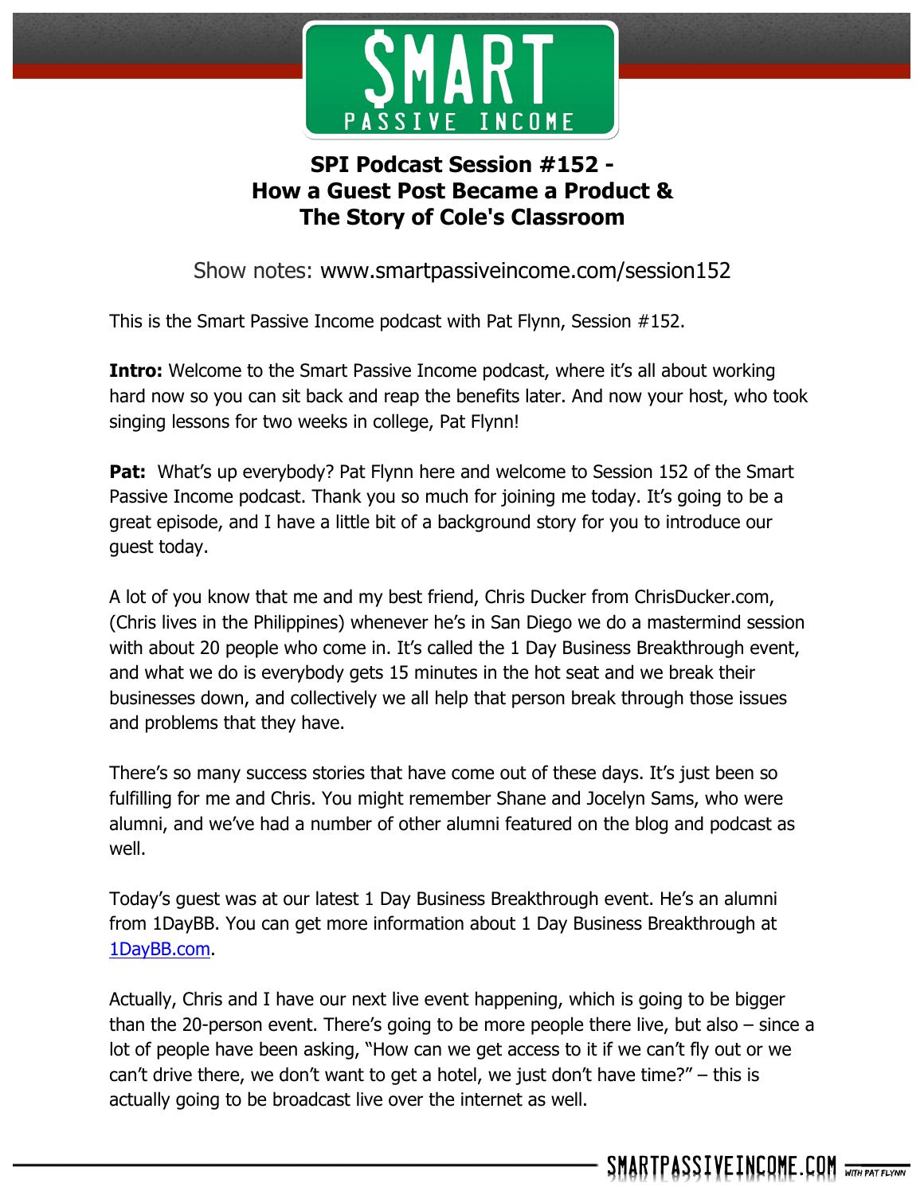# SPI Podcast Session #152 - How a Guest Post Became a Product & The Story of Cole's Classroom

Show notes: www.smartpassiveincome.com/session152

This is the Smart Passive Income podcast with Pat Flynn, Session #152.

**Intro:** Welcome to the Smart Passive Income podcast, where it's all about working hard now so you can sit back and reap the benefits later. And now your host, who took singing lessons for two weeks in college, Pat Flynn!

**Pat:** What's up everybody? Pat Flynn here and welcome to Session 152 of the Smart Passive Income podcast. Thank you so much for joining me today. It's going to be a great episode, and I have a little bit of a background story for you to introduce our guest today.

A lot of you know that me and my best friend, Chris Ducker from ChrisDucker.com, (Chris lives in the Philippines) whenever he's in San Diego we do a mastermind session with about 20 people who come in. It's called the 1 Day Business Breakthrough event, and what we do is everybody gets 15 minutes in the hot seat and we break their businesses down, and collectively we all help that person break through those issues and problems that they have.

There's so many success stories that have come out of these days. It's just been so fulfilling for me and Chris. You might remember Shane and Jocelyn Sams, who were alumni, and we've had a number of other alumni featured on the blog and podcast as well.

Today's guest was at our latest 1 Day Business Breakthrough event. He's an alumni from 1DayBB. You can get more information about 1 Day Business Breakthrough at 1DayBB.com.

Actually, Chris and I have our next live event happening, which is going to be bigger than the 20-person event. There's going to be more people there live, but also – since a lot of people have been asking, "How can we get access to it if we can't fly out or we can't drive there, we don't want to get a hotel, we just don't have time?" – this is actually going to be broadcast live over the internet as well.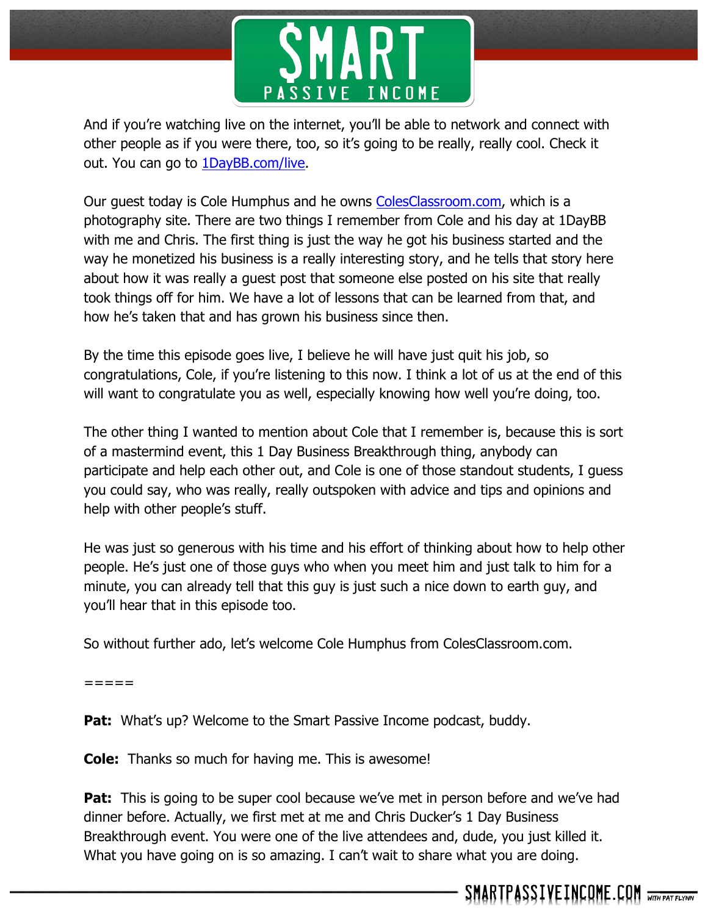And if you're watching live on the internet, you'll be able to network and connect with other people as if you were there, too, so it's going to be really, really cool. Check it out. You can go to 1DayBB.com/live.

Our guest today is Cole Humphus and he owns ColesClassroom.com, which is a photography site. There are two things I remember from Cole and his day at 1DayBB with me and Chris. The first thing is just the way he got his business started and the way he monetized his business is a really interesting story, and he tells that story here about how it was really a guest post that someone else posted on his site that really took things off for him. We have a lot of lessons that can be learned from that, and how he's taken that and has grown his business since then.

By the time this episode goes live, I believe he will have just quit his job, so congratulations, Cole, if you're listening to this now. I think a lot of us at the end of this will want to congratulate you as well, especially knowing how well you're doing, too.

The other thing I wanted to mention about Cole that I remember is, because this is sort of a mastermind event, this 1 Day Business Breakthrough thing, anybody can participate and help each other out, and Cole is one of those standout students, I guess you could say, who was really, really outspoken with advice and tips and opinions and help with other people's stuff.

He was just so generous with his time and his effort of thinking about how to help other people. He's just one of those guys who when you meet him and just talk to him for a minute, you can already tell that this guy is just such a nice down to earth guy, and you'll hear that in this episode too.

So without further ado, let's welcome Cole Humphus from ColesClassroom.com.

=====

**Pat:** What's up? Welcome to the Smart Passive Income podcast, buddy.

**Cole:** Thanks so much for having me. This is awesome!

**Pat:** This is going to be super cool because we've met in person before and we've had dinner before. Actually, we first met at me and Chris Ducker's 1 Day Business Breakthrough event. You were one of the live attendees and, dude, you just killed it. What you have going on is so amazing. I can't wait to share what you are doing.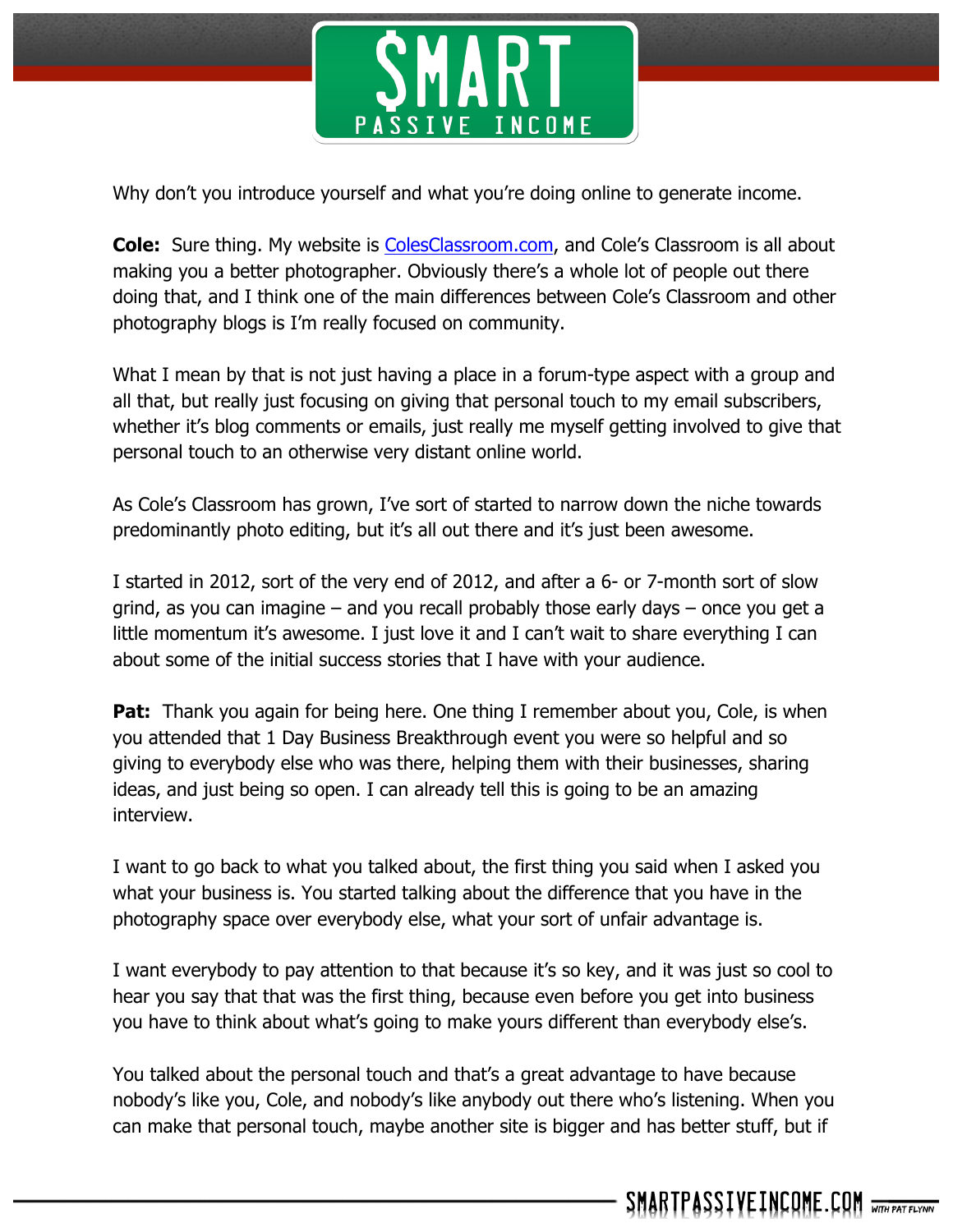Why don't you introduce yourself and what you're doing online to generate income.

**Cole:** Sure thing. My website is [ColesClassroom.com](http://ColesClassroom.com), and Cole's Classroom is all about making you a better photographer. Obviously there's a whole lot of people out there doing that, and I think one of the main differences between Cole's Classroom and other photography blogs is I'm really focused on community.

What I mean by that is not just having a place in a forum-type aspect with a group and all that, but really just focusing on giving that personal touch to my email subscribers, whether it's blog comments or emails, just really me myself getting involved to give that personal touch to an otherwise very distant online world.

As Cole's Classroom has grown, I've sort of started to narrow down the niche towards predominantly photo editing, but it's all out there and it's just been awesome.

I started in 2012, sort of the very end of 2012, and after a 6- or 7-month sort of slow grind, as you can imagine – and you recall probably those early days – once you get a little momentum it's awesome. I just love it and I can't wait to share everything I can about some of the initial success stories that I have with your audience.

**Pat:** Thank you again for being here. One thing I remember about you, Cole, is when you attended that 1 Day Business Breakthrough event you were so helpful and so giving to everybody else who was there, helping them with their businesses, sharing ideas, and just being so open. I can already tell this is going to be an amazing interview.

I want to go back to what you talked about, the first thing you said when I asked you what your business is. You started talking about the difference that you have in the photography space over everybody else, what your sort of unfair advantage is.

I want everybody to pay attention to that because it's so key, and it was just so cool to hear you say that that was the first thing, because even before you get into business you have to think about what's going to make yours different than everybody else's.

You talked about the personal touch and that's a great advantage to have because nobody's like you, Cole, and nobody's like anybody out there who's listening. When you can make that personal touch, maybe another site is bigger and has better stuff, but if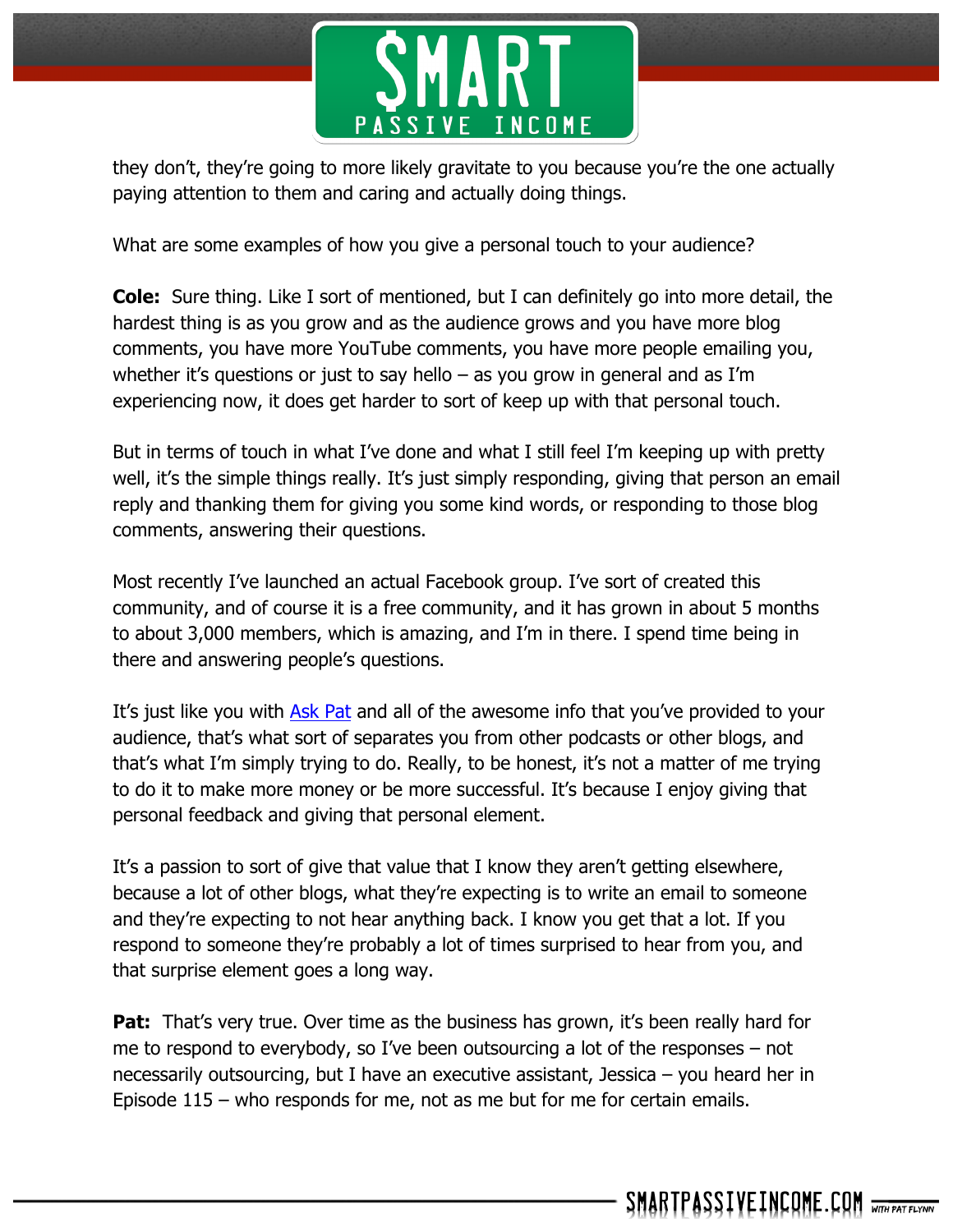they don't, they're going to more likely gravitate to you because you're the one actually paying attention to them and caring and actually doing things.

What are some examples of how you give a personal touch to your audience?

**Cole:** Sure thing. Like I sort of mentioned, but I can definitely go into more detail, the hardest thing is as you grow and as the audience grows and you have more blog comments, you have more YouTube comments, you have more people emailing you, whether it's questions or just to say hello – as you grow in general and as I'm experiencing now, it does get harder to sort of keep up with that personal touch.

But in terms of touch in what I've done and what I still feel I'm keeping up with pretty well, it's the simple things really. It's just simply responding, giving that person an email reply and thanking them for giving you some kind words, or responding to those blog comments, answering their questions.

Most recently I've launched an actual Facebook group. I've sort of created this community, and of course it is a free community, and it has grown in about 5 months to about 3,000 members, which is amazing, and I'm in there. I spend time being in there and answering people's questions.

It's just like you with Ask Pat and all of the awesome info that you've provided to your audience, that's what sort of separates you from other podcasts or other blogs, and that's what I'm simply trying to do. Really, to be honest, it's not a matter of me trying to do it to make more money or be more successful. It's because I enjoy giving that personal feedback and giving that personal element.

It's a passion to sort of give that value that I know they aren't getting elsewhere, because a lot of other blogs, what they're expecting is to write an email to someone and they're expecting to not hear anything back. I know you get that a lot. If you respond to someone they're probably a lot of times surprised to hear from you, and that surprise element goes a long way.

**Pat:** That's very true. Over time as the business has grown, it's been really hard for me to respond to everybody, so I've been outsourcing a lot of the responses – not necessarily outsourcing, but I have an executive assistant, Jessica – you heard her in Episode 115 – who responds for me, not as me but for me for certain emails.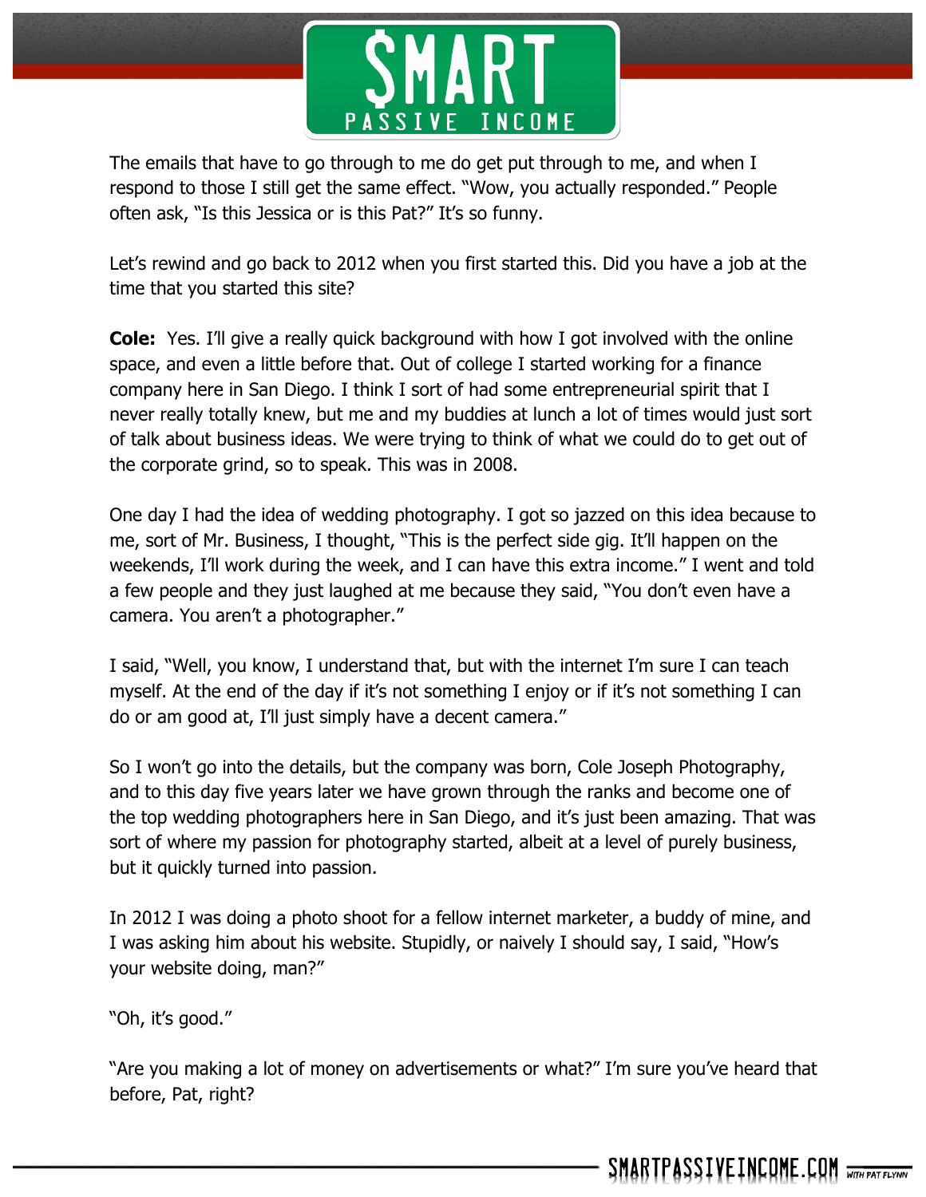The emails that have to go through to me do get put through to me, and when I respond to those I still get the same effect. "Wow, you actually responded." People often ask, "Is this Jessica or is this Pat?" It's so funny.

Let's rewind and go back to 2012 when you first started this. Did you have a job at the time that you started this site?

**Cole:** Yes. I'll give a really quick background with how I got involved with the online space, and even a little before that. Out of college I started working for a finance company here in San Diego. I think I sort of had some entrepreneurial spirit that I never really totally knew, but me and my buddies at lunch a lot of times would just sort of talk about business ideas. We were trying to think of what we could do to get out of the corporate grind, so to speak. This was in 2008.

One day I had the idea of wedding photography. I got so jazzed on this idea because to me, sort of Mr. Business, I thought, "This is the perfect side gig. It'll happen on the weekends, I'll work during the week, and I can have this extra income." I went and told a few people and they just laughed at me because they said, "You don't even have a camera. You aren't a photographer."

I said, "Well, you know, I understand that, but with the internet I'm sure I can teach myself. At the end of the day if it's not something I enjoy or if it's not something I can do or am good at, I'll just simply have a decent camera."

So I won't go into the details, but the company was born, Cole Joseph Photography, and to this day five years later we have grown through the ranks and become one of the top wedding photographers here in San Diego, and it's just been amazing. That was sort of where my passion for photography started, albeit at a level of purely business, but it quickly turned into passion.

In 2012 I was doing a photo shoot for a fellow internet marketer, a buddy of mine, and I was asking him about his website. Stupidly, or naively I should say, I said, "How's your website doing, man?"

"Oh, it's good."

"Are you making a lot of money on advertisements or what?" I'm sure you've heard that before, Pat, right?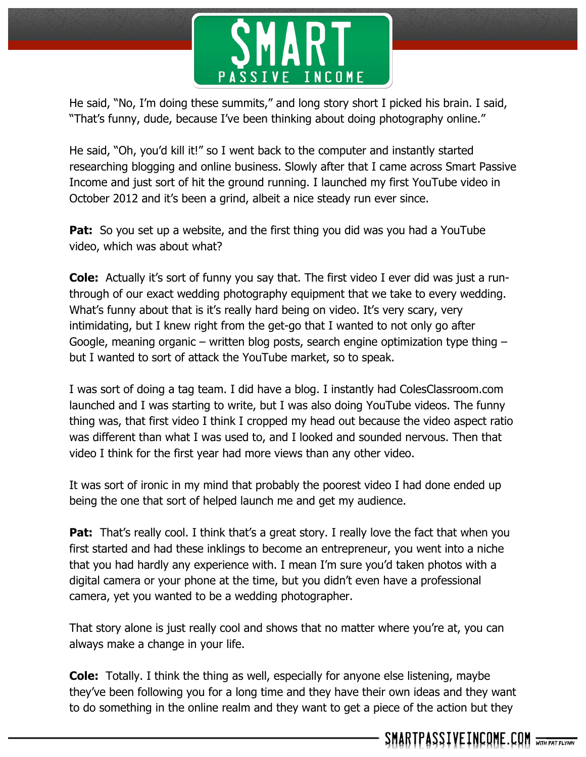He said, "No, I'm doing these summits," and long story short I picked his brain. I said, "That's funny, dude, because I've been thinking about doing photography online."

He said, "Oh, you'd kill it!" so I went back to the computer and instantly started researching blogging and online business. Slowly after that I came across Smart Passive Income and just sort of hit the ground running. I launched my first YouTube video in October 2012 and it's been a grind, albeit a nice steady run ever since.

**Pat:** So you set up a website, and the first thing you did was you had a YouTube video, which was about what?

**Cole:** Actually it's sort of funny you say that. The first video I ever did was just a run-through of our exact wedding photography equipment that we take to every wedding. What's funny about that is it's really hard being on video. It's very scary, very intimidating, but I knew right from the get-go that I wanted to not only go after Google, meaning organic – written blog posts, search engine optimization type thing – but I wanted to sort of attack the YouTube market, so to speak.

I was sort of doing a tag team. I did have a blog. I instantly had ColesClassroom.com launched and I was starting to write, but I was also doing YouTube videos. The funny thing was, that first video I think I cropped my head out because the video aspect ratio was different than what I was used to, and I looked and sounded nervous. Then that video I think for the first year had more views than any other video.

It was sort of ironic in my mind that probably the poorest video I had done ended up being the one that sort of helped launch me and get my audience.

**Pat:** That's really cool. I think that's a great story. I really love the fact that when you first started and had these inklings to become an entrepreneur, you went into a niche that you had hardly any experience with. I mean I'm sure you'd taken photos with a digital camera or your phone at the time, but you didn't even have a professional camera, yet you wanted to be a wedding photographer.

That story alone is just really cool and shows that no matter where you're at, you can always make a change in your life.

**Cole:** Totally. I think the thing as well, especially for anyone else listening, maybe they've been following you for a long time and they have their own ideas and they want to do something in the online realm and they want to get a piece of the action but they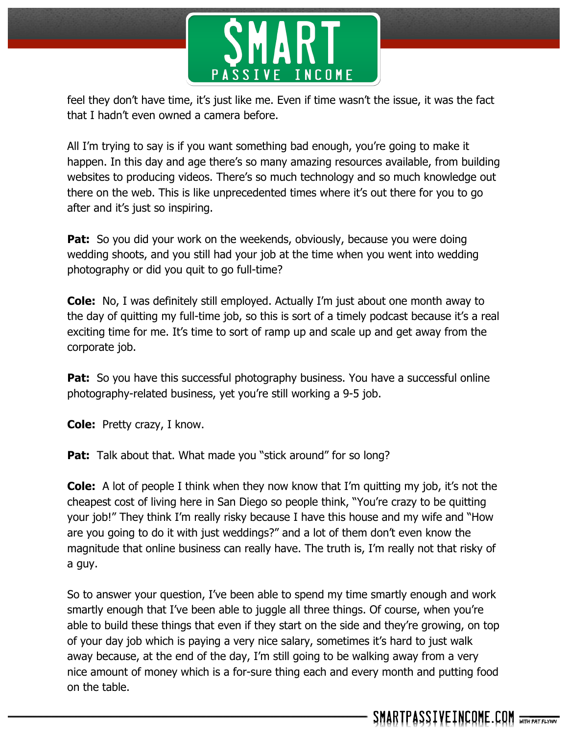feel they don't have time, it's just like me. Even if time wasn't the issue, it was the fact that I hadn't even owned a camera before.

All I'm trying to say is if you want something bad enough, you're going to make it happen. In this day and age there's so many amazing resources available, from building websites to producing videos. There's so much technology and so much knowledge out there on the web. This is like unprecedented times where it's out there for you to go after and it's just so inspiring.

**Pat:** So you did your work on the weekends, obviously, because you were doing wedding shoots, and you still had your job at the time when you went into wedding photography or did you quit to go full-time?

**Cole:** No, I was definitely still employed. Actually I'm just about one month away to the day of quitting my full-time job, so this is sort of a timely podcast because it's a real exciting time for me. It's time to sort of ramp up and scale up and get away from the corporate job.

**Pat:** So you have this successful photography business. You have a successful online photography-related business, yet you're still working a 9-5 job.

**Cole:** Pretty crazy, I know.

**Pat:** Talk about that. What made you "stick around" for so long?

**Cole:** A lot of people I think when they now know that I'm quitting my job, it's not the cheapest cost of living here in San Diego so people think, "You're crazy to be quitting your job!" They think I'm really risky because I have this house and my wife and "How are you going to do it with just weddings?" and a lot of them don't even know the magnitude that online business can really have. The truth is, I'm really not that risky of a guy.

So to answer your question, I've been able to spend my time smartly enough and work smartly enough that I've been able to juggle all three things. Of course, when you're able to build these things that even if they start on the side and they're growing, on top of your day job which is paying a very nice salary, sometimes it's hard to just walk away because, at the end of the day, I'm still going to be walking away from a very nice amount of money which is a for-sure thing each and every month and putting food on the table.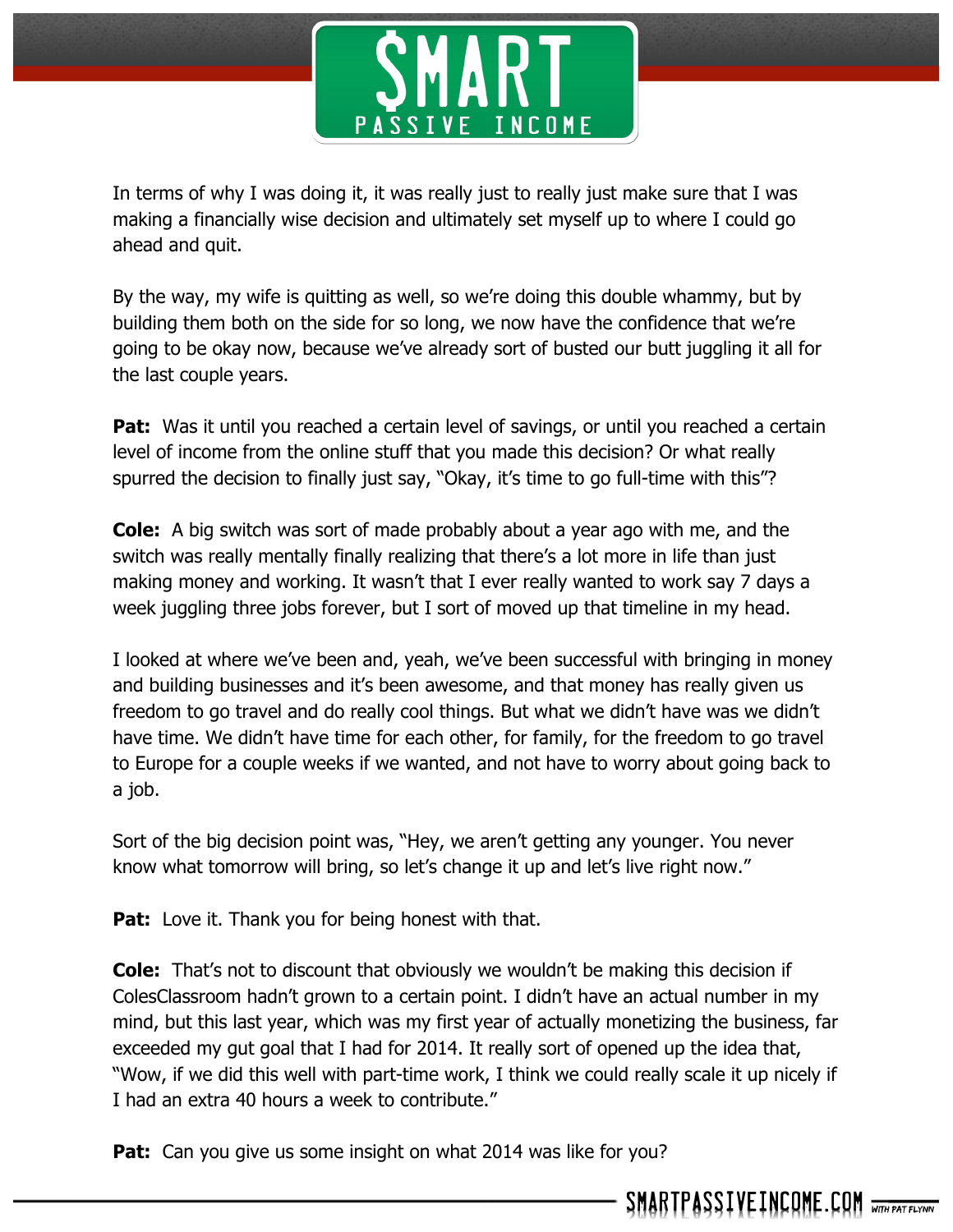In terms of why I was doing it, it was really just to really just make sure that I was making a financially wise decision and ultimately set myself up to where I could go ahead and quit.

By the way, my wife is quitting as well, so we're doing this double whammy, but by building them both on the side for so long, we now have the confidence that we're going to be okay now, because we've already sort of busted our butt juggling it all for the last couple years.

**Pat:** Was it until you reached a certain level of savings, or until you reached a certain level of income from the online stuff that you made this decision? Or what really spurred the decision to finally just say, "Okay, it's time to go full-time with this"?

**Cole:** A big switch was sort of made probably about a year ago with me, and the switch was really mentally finally realizing that there's a lot more in life than just making money and working. It wasn't that I ever really wanted to work say 7 days a week juggling three jobs forever, but I sort of moved up that timeline in my head.

I looked at where we've been and, yeah, we've been successful with bringing in money and building businesses and it's been awesome, and that money has really given us freedom to go travel and do really cool things. But what we didn't have was we didn't have time. We didn't have time for each other, for family, for the freedom to go travel to Europe for a couple weeks if we wanted, and not have to worry about going back to a job.

Sort of the big decision point was, "Hey, we aren't getting any younger. You never know what tomorrow will bring, so let's change it up and let's live right now."

**Pat:** Love it. Thank you for being honest with that.

**Cole:** That's not to discount that obviously we wouldn't be making this decision if ColesClassroom hadn't grown to a certain point. I didn't have an actual number in my mind, but this last year, which was my first year of actually monetizing the business, far exceeded my gut goal that I had for 2014. It really sort of opened up the idea that, "Wow, if we did this well with part-time work, I think we could really scale it up nicely if I had an extra 40 hours a week to contribute."

**Pat:** Can you give us some insight on what 2014 was like for you?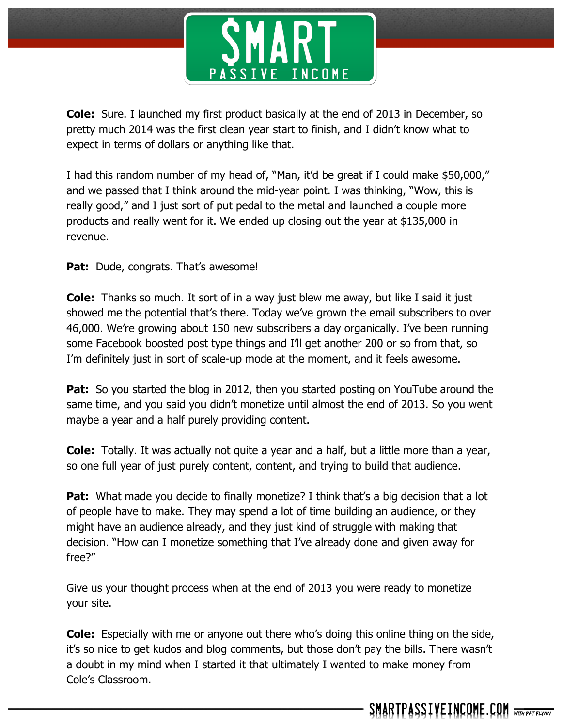**Cole:** Sure. I launched my first product basically at the end of 2013 in December, so pretty much 2014 was the first clean year start to finish, and I didn't know what to expect in terms of dollars or anything like that.

I had this random number of my head of, "Man, it'd be great if I could make $50,000," and we passed that I think around the mid-year point. I was thinking, "Wow, this is really good," and I just sort of put pedal to the metal and launched a couple more products and really went for it. We ended up closing out the year at $135,000 in revenue.

**Pat:** Dude, congrats. That's awesome!

**Cole:** Thanks so much. It sort of in a way just blew me away, but like I said it just showed me the potential that's there. Today we've grown the email subscribers to over 46,000. We're growing about 150 new subscribers a day organically. I've been running some Facebook boosted post type things and I'll get another 200 or so from that, so I'm definitely just in sort of scale-up mode at the moment, and it feels awesome.

**Pat:** So you started the blog in 2012, then you started posting on YouTube around the same time, and you said you didn't monetize until almost the end of 2013. So you went maybe a year and a half purely providing content.

**Cole:** Totally. It was actually not quite a year and a half, but a little more than a year, so one full year of just purely content, content, and trying to build that audience.

**Pat:** What made you decide to finally monetize? I think that's a big decision that a lot of people have to make. They may spend a lot of time building an audience, or they might have an audience already, and they just kind of struggle with making that decision. "How can I monetize something that I've already done and given away for free?"

Give us your thought process when at the end of 2013 you were ready to monetize your site.

**Cole:** Especially with me or anyone out there who's doing this online thing on the side, it's so nice to get kudos and blog comments, but those don't pay the bills. There wasn't a doubt in my mind when I started it that ultimately I wanted to make money from Cole's Classroom.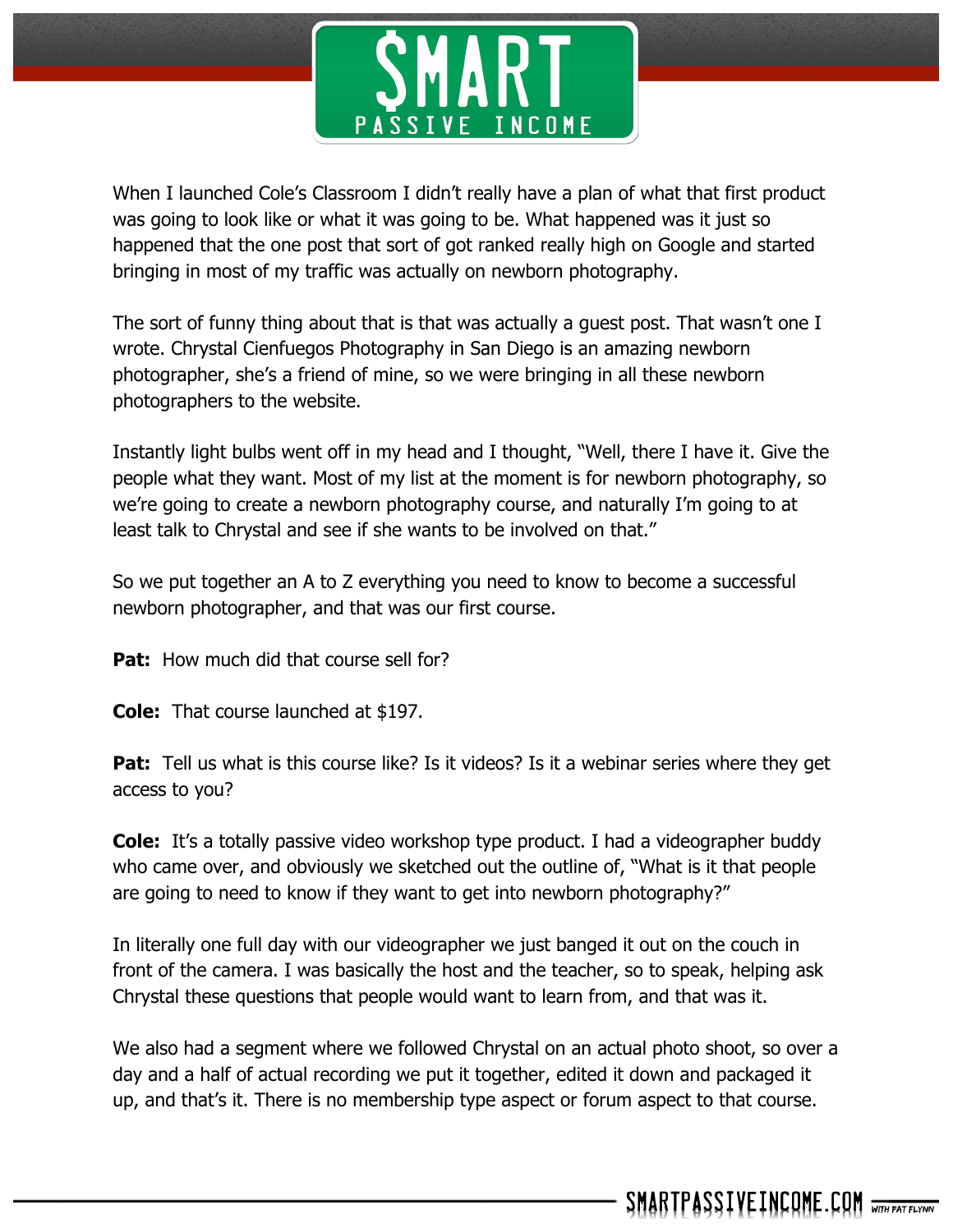When I launched Cole's Classroom I didn't really have a plan of what that first product was going to look like or what it was going to be. What happened was it just so happened that the one post that sort of got ranked really high on Google and started bringing in most of my traffic was actually on newborn photography.

The sort of funny thing about that is that was actually a guest post. That wasn't one I wrote. Chrystal Cienfuegos Photography in San Diego is an amazing newborn photographer, she's a friend of mine, so we were bringing in all these newborn photographers to the website.

Instantly light bulbs went off in my head and I thought, "Well, there I have it. Give the people what they want. Most of my list at the moment is for newborn photography, so we're going to create a newborn photography course, and naturally I'm going to at least talk to Chrystal and see if she wants to be involved on that."

So we put together an A to Z everything you need to know to become a successful newborn photographer, and that was our first course.

**Pat:** How much did that course sell for?

**Cole:** That course launched at $197.

**Pat:** Tell us what is this course like? Is it videos? Is it a webinar series where they get access to you?

**Cole:** It's a totally passive video workshop type product. I had a videographer buddy who came over, and obviously we sketched out the outline of, "What is it that people are going to need to know if they want to get into newborn photography?"

In literally one full day with our videographer we just banged it out on the couch in front of the camera. I was basically the host and the teacher, so to speak, helping ask Chrystal these questions that people would want to learn from, and that was it.

We also had a segment where we followed Chrystal on an actual photo shoot, so over a day and a half of actual recording we put it together, edited it down and packaged it up, and that's it. There is no membership type aspect or forum aspect to that course.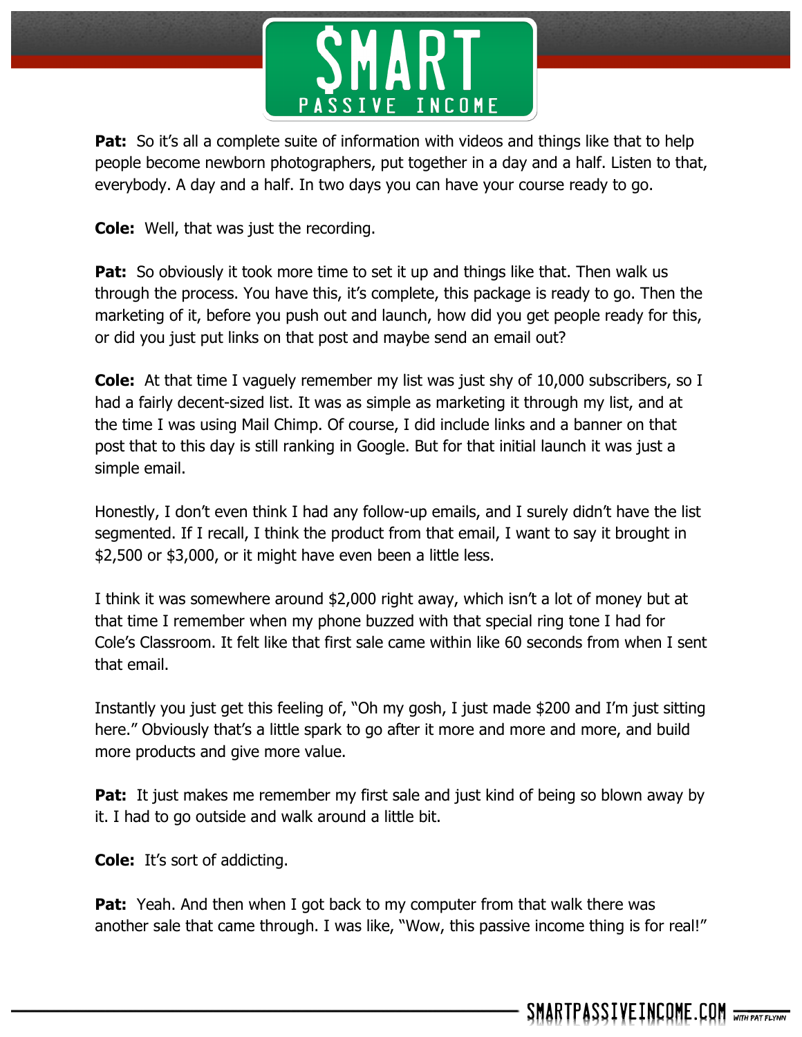**Pat:** So it's all a complete suite of information with videos and things like that to help people become newborn photographers, put together in a day and a half. Listen to that, everybody. A day and a half. In two days you can have your course ready to go.

**Cole:** Well, that was just the recording.

**Pat:** So obviously it took more time to set it up and things like that. Then walk us through the process. You have this, it's complete, this package is ready to go. Then the marketing of it, before you push out and launch, how did you get people ready for this, or did you just put links on that post and maybe send an email out?

**Cole:** At that time I vaguely remember my list was just shy of 10,000 subscribers, so I had a fairly decent-sized list. It was as simple as marketing it through my list, and at the time I was using Mail Chimp. Of course, I did include links and a banner on that post that to this day is still ranking in Google. But for that initial launch it was just a simple email.

Honestly, I don't even think I had any follow-up emails, and I surely didn't have the list segmented. If I recall, I think the product from that email, I want to say it brought in $2,500 or $3,000, or it might have even been a little less.

I think it was somewhere around $2,000 right away, which isn't a lot of money but at that time I remember when my phone buzzed with that special ring tone I had for Cole's Classroom. It felt like that first sale came within like 60 seconds from when I sent that email.

Instantly you just get this feeling of, "Oh my gosh, I just made $200 and I'm just sitting here." Obviously that's a little spark to go after it more and more and more, and build more products and give more value.

**Pat:** It just makes me remember my first sale and just kind of being so blown away by it. I had to go outside and walk around a little bit.

**Cole:** It's sort of addicting.

**Pat:** Yeah. And then when I got back to my computer from that walk there was another sale that came through. I was like, "Wow, this passive income thing is for real!"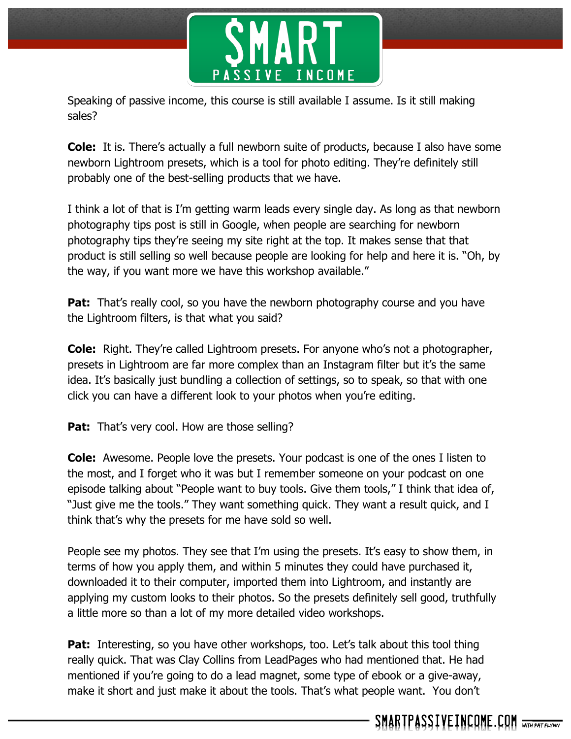Speaking of passive income, this course is still available I assume. Is it still making sales?

**Cole:** It is. There's actually a full newborn suite of products, because I also have some newborn Lightroom presets, which is a tool for photo editing. They're definitely still probably one of the best-selling products that we have.

I think a lot of that is I'm getting warm leads every single day. As long as that newborn photography tips post is still in Google, when people are searching for newborn photography tips they're seeing my site right at the top. It makes sense that that product is still selling so well because people are looking for help and here it is. "Oh, by the way, if you want more we have this workshop available."

**Pat:** That's really cool, so you have the newborn photography course and you have the Lightroom filters, is that what you said?

**Cole:** Right. They're called Lightroom presets. For anyone who's not a photographer, presets in Lightroom are far more complex than an Instagram filter but it's the same idea. It's basically just bundling a collection of settings, so to speak, so that with one click you can have a different look to your photos when you're editing.

**Pat:** That's very cool. How are those selling?

**Cole:** Awesome. People love the presets. Your podcast is one of the ones I listen to the most, and I forget who it was but I remember someone on your podcast on one episode talking about "People want to buy tools. Give them tools," I think that idea of, "Just give me the tools." They want something quick. They want a result quick, and I think that's why the presets for me have sold so well.

People see my photos. They see that I'm using the presets. It's easy to show them, in terms of how you apply them, and within 5 minutes they could have purchased it, downloaded it to their computer, imported them into Lightroom, and instantly are applying my custom looks to their photos. So the presets definitely sell good, truthfully a little more so than a lot of my more detailed video workshops.

**Pat:** Interesting, so you have other workshops, too. Let's talk about this tool thing really quick. That was Clay Collins from LeadPages who had mentioned that. He had mentioned if you're going to do a lead magnet, some type of ebook or a give-away, make it short and just make it about the tools. That's what people want. You don't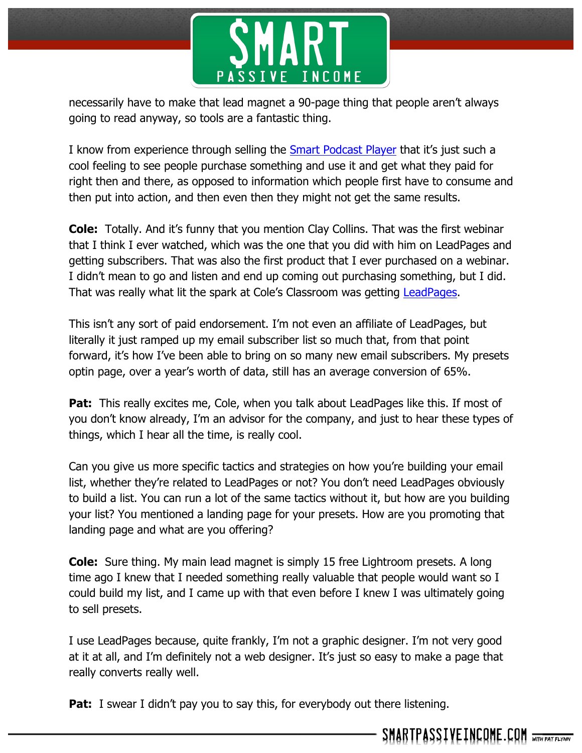necessarily have to make that lead magnet a 90-page thing that people aren't always going to read anyway, so tools are a fantastic thing.

I know from experience through selling the [Smart Podcast Player]() that it's just such a cool feeling to see people purchase something and use it and get what they paid for right then and there, as opposed to information which people first have to consume and then put into action, and then even then they might not get the same results.

**Cole:** Totally. And it's funny that you mention Clay Collins. That was the first webinar that I think I ever watched, which was the one that you did with him on LeadPages and getting subscribers. That was also the first product that I ever purchased on a webinar. I didn't mean to go and listen and end up coming out purchasing something, but I did. That was really what lit the spark at Cole's Classroom was getting [LeadPages]().

This isn't any sort of paid endorsement. I'm not even an affiliate of LeadPages, but literally it just ramped up my email subscriber list so much that, from that point forward, it's how I've been able to bring on so many new email subscribers. My presets optin page, over a year's worth of data, still has an average conversion of 65%.

**Pat:** This really excites me, Cole, when you talk about LeadPages like this. If most of you don't know already, I'm an advisor for the company, and just to hear these types of things, which I hear all the time, is really cool.

Can you give us more specific tactics and strategies on how you're building your email list, whether they're related to LeadPages or not? You don't need LeadPages obviously to build a list. You can run a lot of the same tactics without it, but how are you building your list? You mentioned a landing page for your presets. How are you promoting that landing page and what are you offering?

**Cole:** Sure thing. My main lead magnet is simply 15 free Lightroom presets. A long time ago I knew that I needed something really valuable that people would want so I could build my list, and I came up with that even before I knew I was ultimately going to sell presets.

I use LeadPages because, quite frankly, I'm not a graphic designer. I'm not very good at it at all, and I'm definitely not a web designer. It's just so easy to make a page that really converts really well.

**Pat:** I swear I didn't pay you to say this, for everybody out there listening.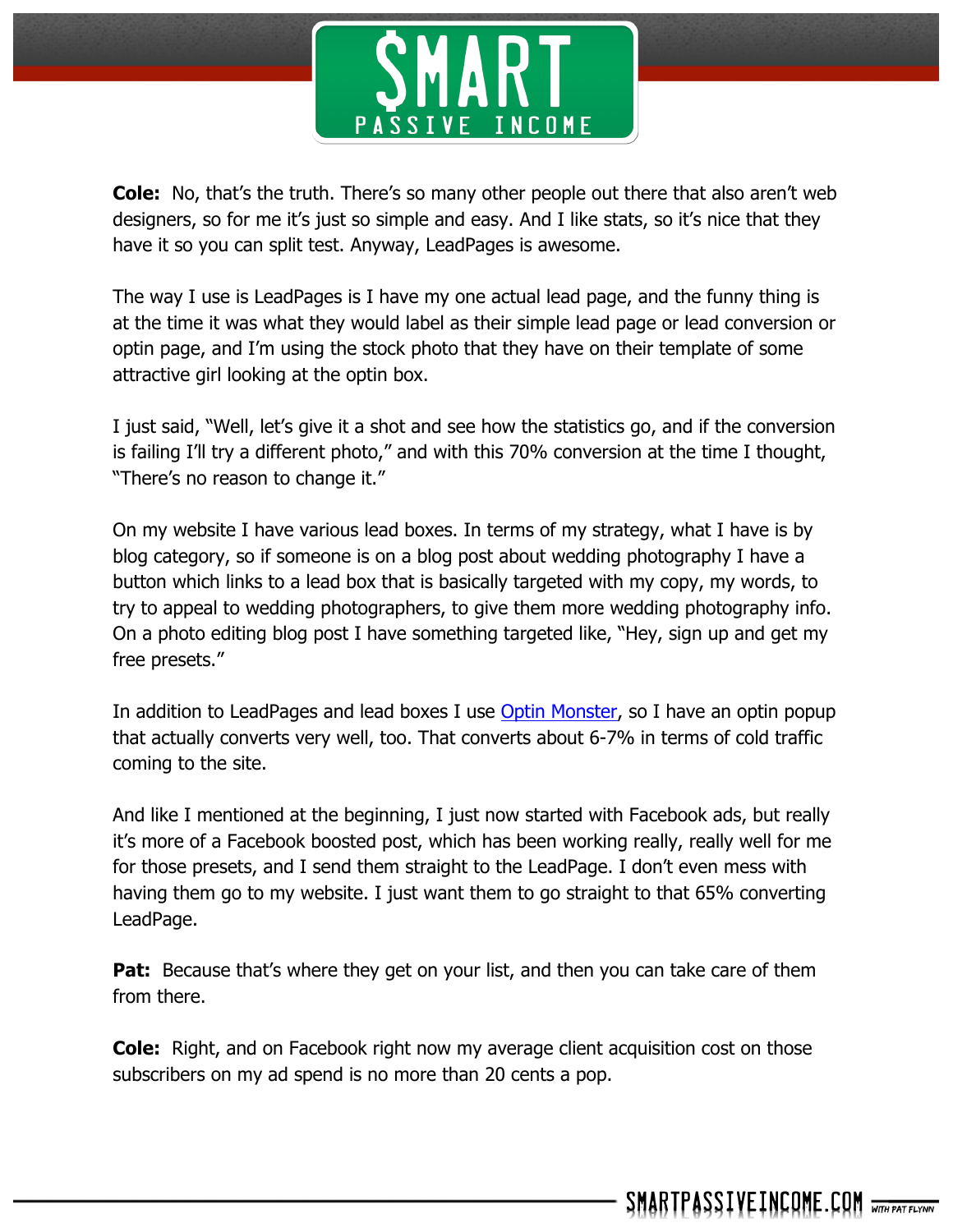**Cole:** No, that's the truth. There's so many other people out there that also aren't web designers, so for me it's just so simple and easy. And I like stats, so it's nice that they have it so you can split test. Anyway, LeadPages is awesome.

The way I use is LeadPages is I have my one actual lead page, and the funny thing is at the time it was what they would label as their simple lead page or lead conversion or optin page, and I'm using the stock photo that they have on their template of some attractive girl looking at the optin box.

I just said, "Well, let's give it a shot and see how the statistics go, and if the conversion is failing I'll try a different photo," and with this 70% conversion at the time I thought, "There's no reason to change it."

On my website I have various lead boxes. In terms of my strategy, what I have is by blog category, so if someone is on a blog post about wedding photography I have a button which links to a lead box that is basically targeted with my copy, my words, to try to appeal to wedding photographers, to give them more wedding photography info. On a photo editing blog post I have something targeted like, "Hey, sign up and get my free presets."

In addition to LeadPages and lead boxes I use Optin Monster, so I have an optin popup that actually converts very well, too. That converts about 6-7% in terms of cold traffic coming to the site.

And like I mentioned at the beginning, I just now started with Facebook ads, but really it's more of a Facebook boosted post, which has been working really, really well for me for those presets, and I send them straight to the LeadPage. I don't even mess with having them go to my website. I just want them to go straight to that 65% converting LeadPage.

**Pat:** Because that's where they get on your list, and then you can take care of them from there.

**Cole:** Right, and on Facebook right now my average client acquisition cost on those subscribers on my ad spend is no more than 20 cents a pop.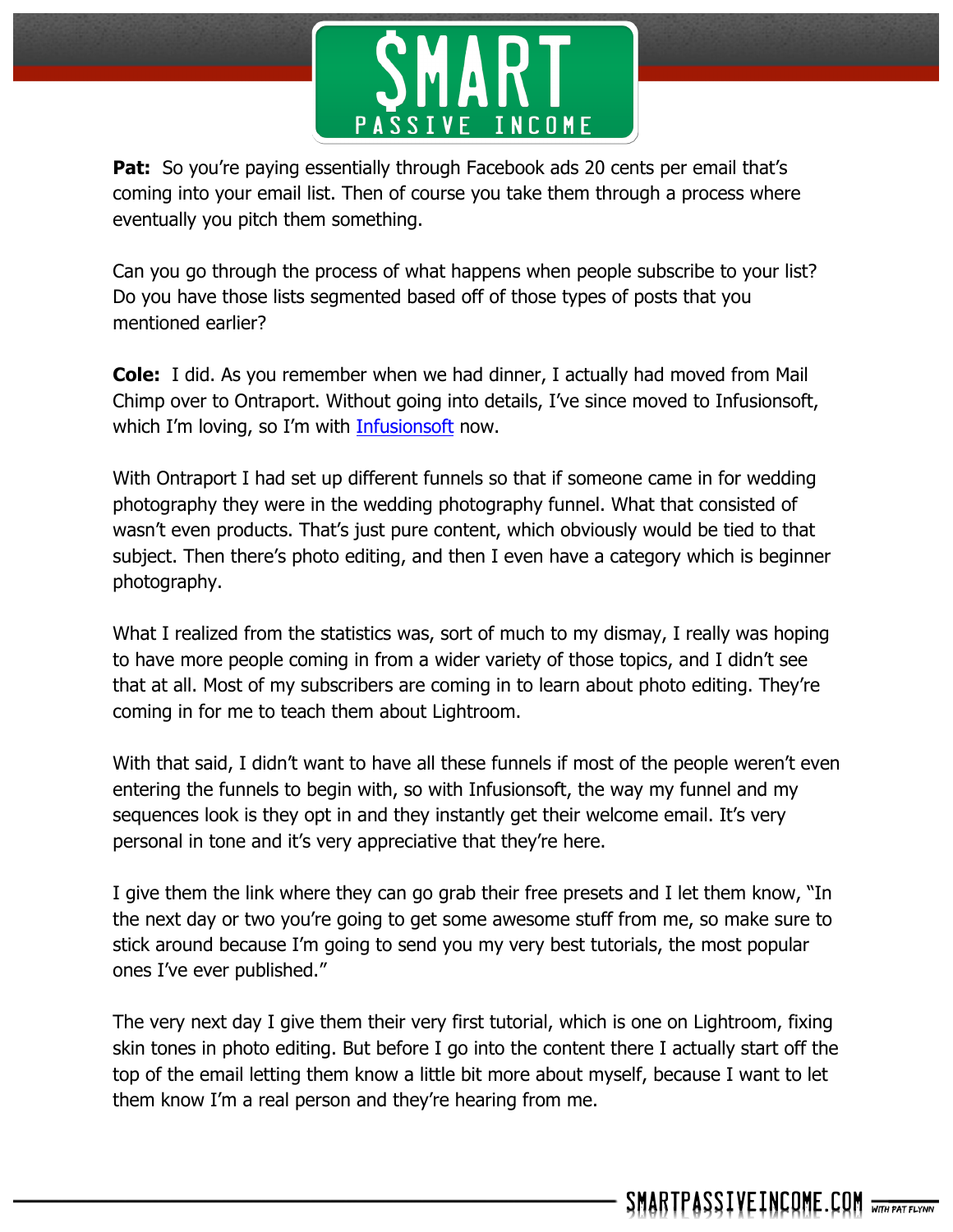**Pat:** So you're paying essentially through Facebook ads 20 cents per email that's coming into your email list. Then of course you take them through a process where eventually you pitch them something.

Can you go through the process of what happens when people subscribe to your list? Do you have those lists segmented based off of those types of posts that you mentioned earlier?

**Cole:** I did. As you remember when we had dinner, I actually had moved from Mail Chimp over to Ontraport. Without going into details, I've since moved to Infusionsoft, which I'm loving, so I'm with Infusionsoft now.

With Ontraport I had set up different funnels so that if someone came in for wedding photography they were in the wedding photography funnel. What that consisted of wasn't even products. That's just pure content, which obviously would be tied to that subject. Then there's photo editing, and then I even have a category which is beginner photography.

What I realized from the statistics was, sort of much to my dismay, I really was hoping to have more people coming in from a wider variety of those topics, and I didn't see that at all. Most of my subscribers are coming in to learn about photo editing. They're coming in for me to teach them about Lightroom.

With that said, I didn't want to have all these funnels if most of the people weren't even entering the funnels to begin with, so with Infusionsoft, the way my funnel and my sequences look is they opt in and they instantly get their welcome email. It's very personal in tone and it's very appreciative that they're here.

I give them the link where they can go grab their free presets and I let them know, "In the next day or two you're going to get some awesome stuff from me, so make sure to stick around because I'm going to send you my very best tutorials, the most popular ones I've ever published."

The very next day I give them their very first tutorial, which is one on Lightroom, fixing skin tones in photo editing. But before I go into the content there I actually start off the top of the email letting them know a little bit more about myself, because I want to let them know I'm a real person and they're hearing from me.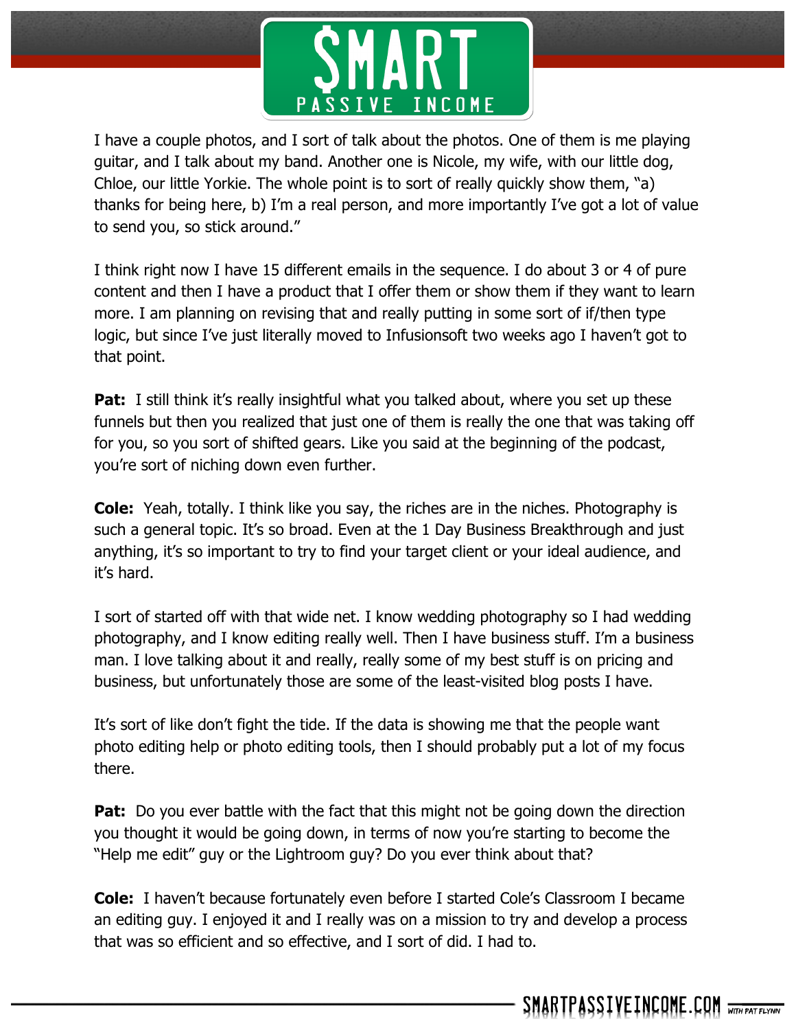I have a couple photos, and I sort of talk about the photos. One of them is me playing guitar, and I talk about my band. Another one is Nicole, my wife, with our little dog, Chloe, our little Yorkie. The whole point is to sort of really quickly show them, "a) thanks for being here, b) I'm a real person, and more importantly I've got a lot of value to send you, so stick around."

I think right now I have 15 different emails in the sequence. I do about 3 or 4 of pure content and then I have a product that I offer them or show them if they want to learn more. I am planning on revising that and really putting in some sort of if/then type logic, but since I've just literally moved to Infusionsoft two weeks ago I haven't got to that point.

**Pat:** I still think it's really insightful what you talked about, where you set up these funnels but then you realized that just one of them is really the one that was taking off for you, so you sort of shifted gears. Like you said at the beginning of the podcast, you're sort of niching down even further.

**Cole:** Yeah, totally. I think like you say, the riches are in the niches. Photography is such a general topic. It's so broad. Even at the 1 Day Business Breakthrough and just anything, it's so important to try to find your target client or your ideal audience, and it's hard.

I sort of started off with that wide net. I know wedding photography so I had wedding photography, and I know editing really well. Then I have business stuff. I'm a business man. I love talking about it and really, really some of my best stuff is on pricing and business, but unfortunately those are some of the least-visited blog posts I have.

It's sort of like don't fight the tide. If the data is showing me that the people want photo editing help or photo editing tools, then I should probably put a lot of my focus there.

**Pat:** Do you ever battle with the fact that this might not be going down the direction you thought it would be going down, in terms of now you're starting to become the "Help me edit" guy or the Lightroom guy? Do you ever think about that?

**Cole:** I haven't because fortunately even before I started Cole's Classroom I became an editing guy. I enjoyed it and I really was on a mission to try and develop a process that was so efficient and so effective, and I sort of did. I had to.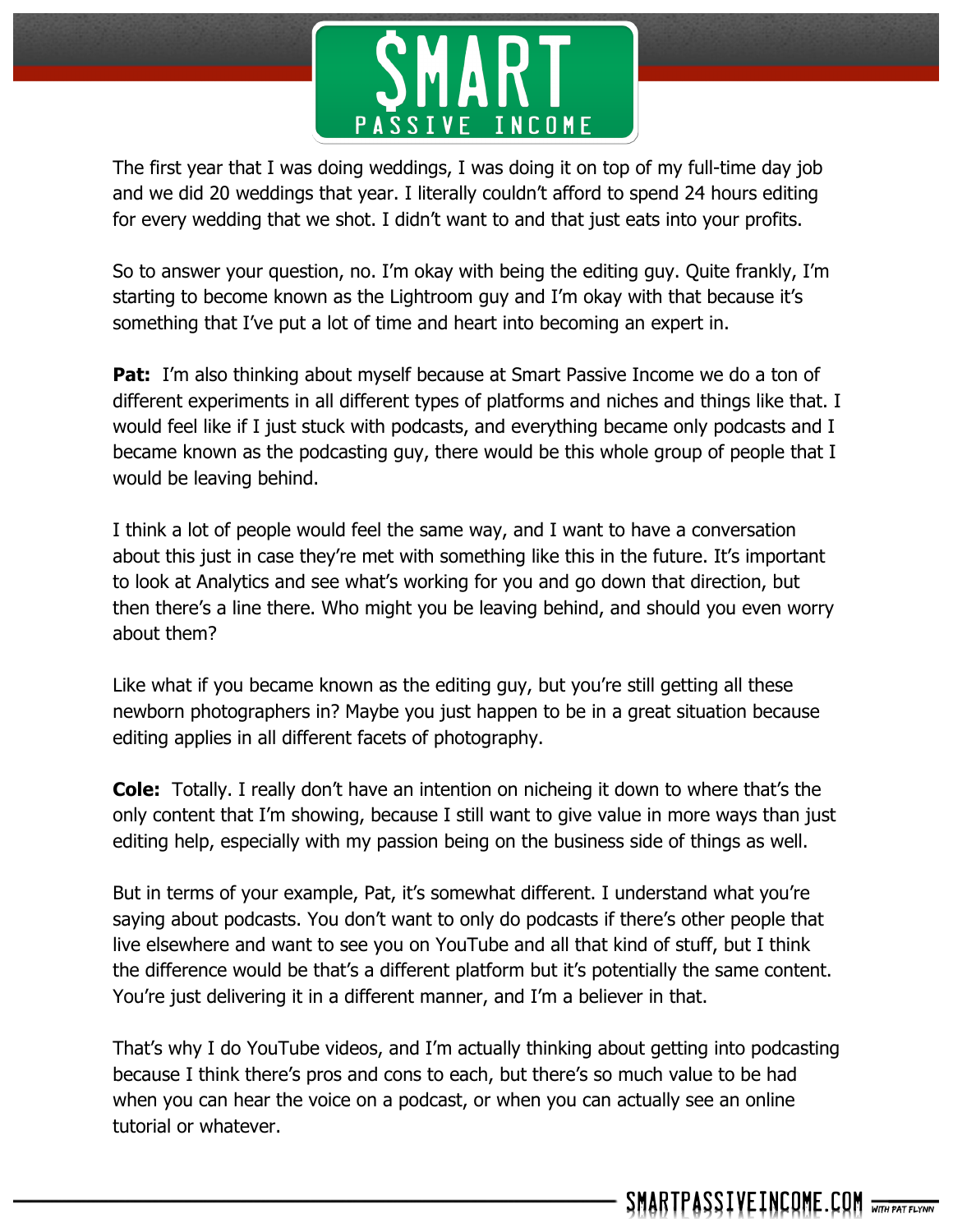The first year that I was doing weddings, I was doing it on top of my full-time day job and we did 20 weddings that year. I literally couldn't afford to spend 24 hours editing for every wedding that we shot. I didn't want to and that just eats into your profits.

So to answer your question, no. I'm okay with being the editing guy. Quite frankly, I'm starting to become known as the Lightroom guy and I'm okay with that because it's something that I've put a lot of time and heart into becoming an expert in.

**Pat:** I'm also thinking about myself because at Smart Passive Income we do a ton of different experiments in all different types of platforms and niches and things like that. I would feel like if I just stuck with podcasts, and everything became only podcasts and I became known as the podcasting guy, there would be this whole group of people that I would be leaving behind.

I think a lot of people would feel the same way, and I want to have a conversation about this just in case they're met with something like this in the future. It's important to look at Analytics and see what's working for you and go down that direction, but then there's a line there. Who might you be leaving behind, and should you even worry about them?

Like what if you became known as the editing guy, but you're still getting all these newborn photographers in? Maybe you just happen to be in a great situation because editing applies in all different facets of photography.

**Cole:** Totally. I really don't have an intention on nicheing it down to where that's the only content that I'm showing, because I still want to give value in more ways than just editing help, especially with my passion being on the business side of things as well.

But in terms of your example, Pat, it's somewhat different. I understand what you're saying about podcasts. You don't want to only do podcasts if there's other people that live elsewhere and want to see you on YouTube and all that kind of stuff, but I think the difference would be that's a different platform but it's potentially the same content. You're just delivering it in a different manner, and I'm a believer in that.

That's why I do YouTube videos, and I'm actually thinking about getting into podcasting because I think there's pros and cons to each, but there's so much value to be had when you can hear the voice on a podcast, or when you can actually see an online tutorial or whatever.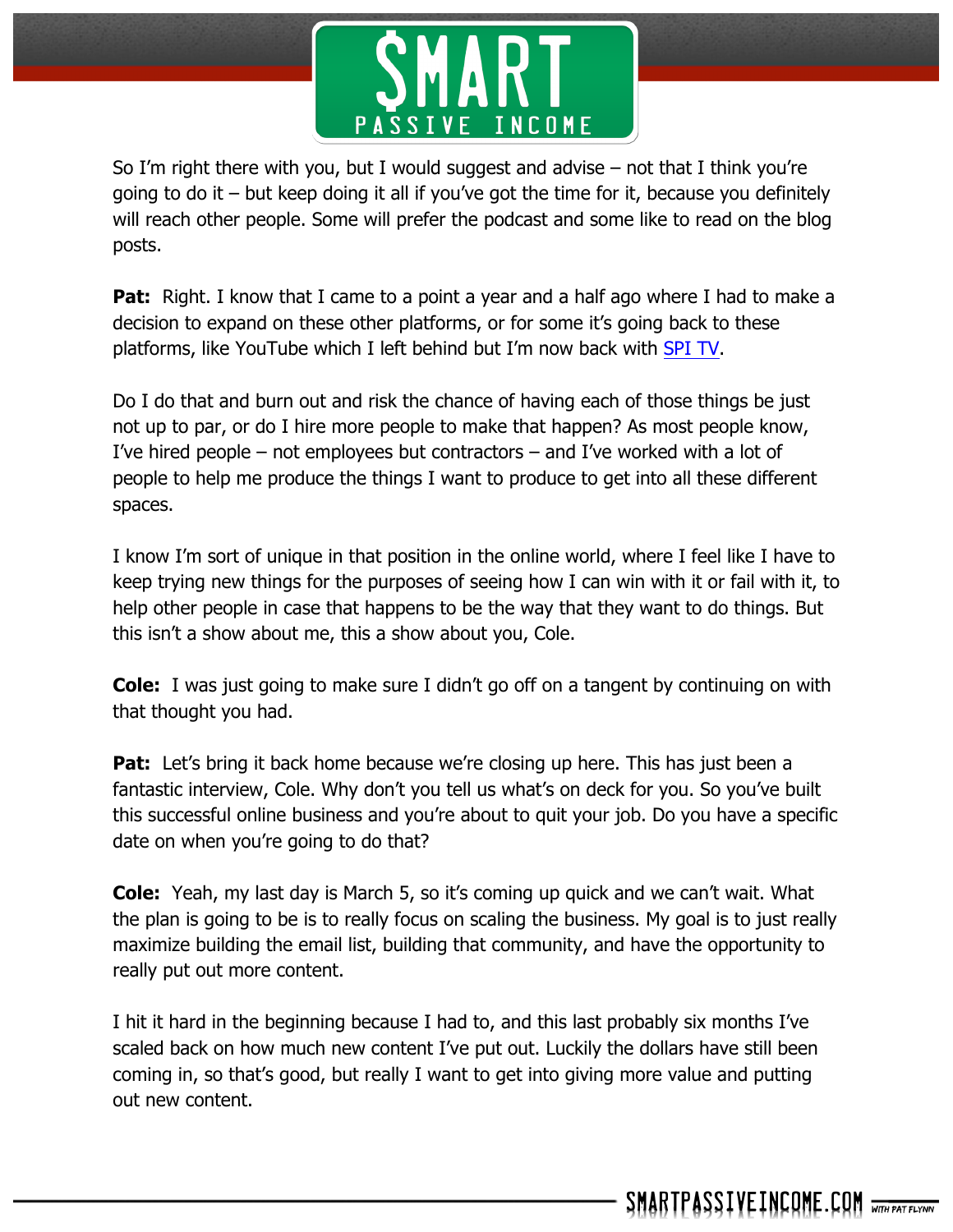So I'm right there with you, but I would suggest and advise – not that I think you're going to do it – but keep doing it all if you've got the time for it, because you definitely will reach other people. Some will prefer the podcast and some like to read on the blog posts.

**Pat:** Right. I know that I came to a point a year and a half ago where I had to make a decision to expand on these other platforms, or for some it's going back to these platforms, like YouTube which I left behind but I'm now back with SPI TV.

Do I do that and burn out and risk the chance of having each of those things be just not up to par, or do I hire more people to make that happen? As most people know, I've hired people – not employees but contractors – and I've worked with a lot of people to help me produce the things I want to produce to get into all these different spaces.

I know I'm sort of unique in that position in the online world, where I feel like I have to keep trying new things for the purposes of seeing how I can win with it or fail with it, to help other people in case that happens to be the way that they want to do things. But this isn't a show about me, this a show about you, Cole.

**Cole:** I was just going to make sure I didn't go off on a tangent by continuing on with that thought you had.

**Pat:** Let's bring it back home because we're closing up here. This has just been a fantastic interview, Cole. Why don't you tell us what's on deck for you. So you've built this successful online business and you're about to quit your job. Do you have a specific date on when you're going to do that?

**Cole:** Yeah, my last day is March 5, so it's coming up quick and we can't wait. What the plan is going to be is to really focus on scaling the business. My goal is to just really maximize building the email list, building that community, and have the opportunity to really put out more content.

I hit it hard in the beginning because I had to, and this last probably six months I've scaled back on how much new content I've put out. Luckily the dollars have still been coming in, so that's good, but really I want to get into giving more value and putting out new content.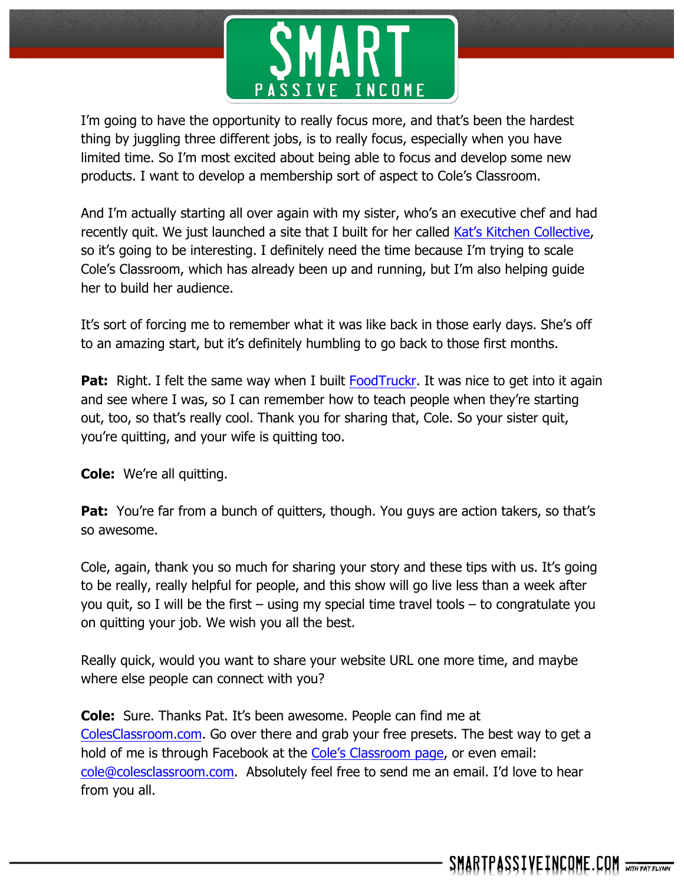I'm going to have the opportunity to really focus more, and that's been the hardest thing by juggling three different jobs, is to really focus, especially when you have limited time. So I'm most excited about being able to focus and develop some new products. I want to develop a membership sort of aspect to Cole's Classroom.

And I'm actually starting all over again with my sister, who's an executive chef and had recently quit. We just launched a site that I built for her called Kat's Kitchen Collective, so it's going to be interesting. I definitely need the time because I'm trying to scale Cole's Classroom, which has already been up and running, but I'm also helping guide her to build her audience.

It's sort of forcing me to remember what it was like back in those early days. She's off to an amazing start, but it's definitely humbling to go back to those first months.

**Pat:** Right. I felt the same way when I built FoodTruckr. It was nice to get into it again and see where I was, so I can remember how to teach people when they're starting out, too, so that's really cool. Thank you for sharing that, Cole. So your sister quit, you're quitting, and your wife is quitting too.

**Cole:** We're all quitting.

**Pat:** You're far from a bunch of quitters, though. You guys are action takers, so that's so awesome.

Cole, again, thank you so much for sharing your story and these tips with us. It's going to be really, really helpful for people, and this show will go live less than a week after you quit, so I will be the first – using my special time travel tools – to congratulate you on quitting your job. We wish you all the best.

Really quick, would you want to share your website URL one more time, and maybe where else people can connect with you?

**Cole:** Sure. Thanks Pat. It's been awesome. People can find me at ColesClassroom.com. Go over there and grab your free presets. The best way to get a hold of me is through Facebook at the Cole's Classroom page, or even email: cole@colesclassroom.com. Absolutely feel free to send me an email. I'd love to hear from you all.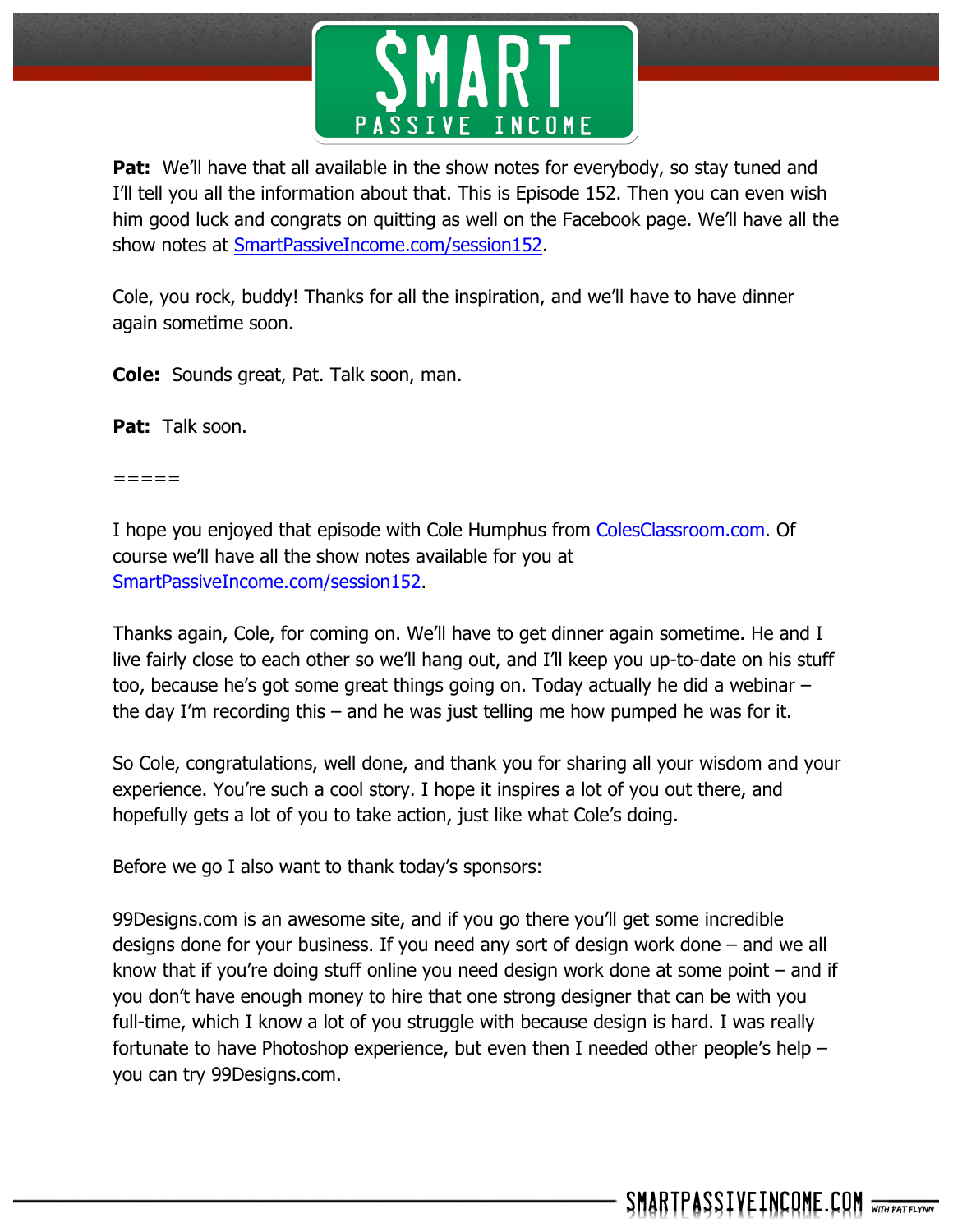**Pat:** We'll have that all available in the show notes for everybody, so stay tuned and I'll tell you all the information about that. This is Episode 152. Then you can even wish him good luck and congrats on quitting as well on the Facebook page. We'll have all the show notes at [SmartPassiveIncome.com/session152](SmartPassiveIncome.com/session152).

Cole, you rock, buddy! Thanks for all the inspiration, and we'll have to have dinner again sometime soon.

**Cole:** Sounds great, Pat. Talk soon, man.

**Pat:** Talk soon.

=====

I hope you enjoyed that episode with Cole Humphus from [ColesClassroom.com](ColesClassroom.com). Of course we'll have all the show notes available for you at [SmartPassiveIncome.com/session152](SmartPassiveIncome.com/session152).

Thanks again, Cole, for coming on. We'll have to get dinner again sometime. He and I live fairly close to each other so we'll hang out, and I'll keep you up-to-date on his stuff too, because he's got some great things going on. Today actually he did a webinar – the day I'm recording this – and he was just telling me how pumped he was for it.

So Cole, congratulations, well done, and thank you for sharing all your wisdom and your experience. You're such a cool story. I hope it inspires a lot of you out there, and hopefully gets a lot of you to take action, just like what Cole's doing.

Before we go I also want to thank today's sponsors:

99Designs.com is an awesome site, and if you go there you'll get some incredible designs done for your business. If you need any sort of design work done – and we all know that if you're doing stuff online you need design work done at some point – and if you don't have enough money to hire that one strong designer that can be with you full-time, which I know a lot of you struggle with because design is hard. I was really fortunate to have Photoshop experience, but even then I needed other people's help – you can try 99Designs.com.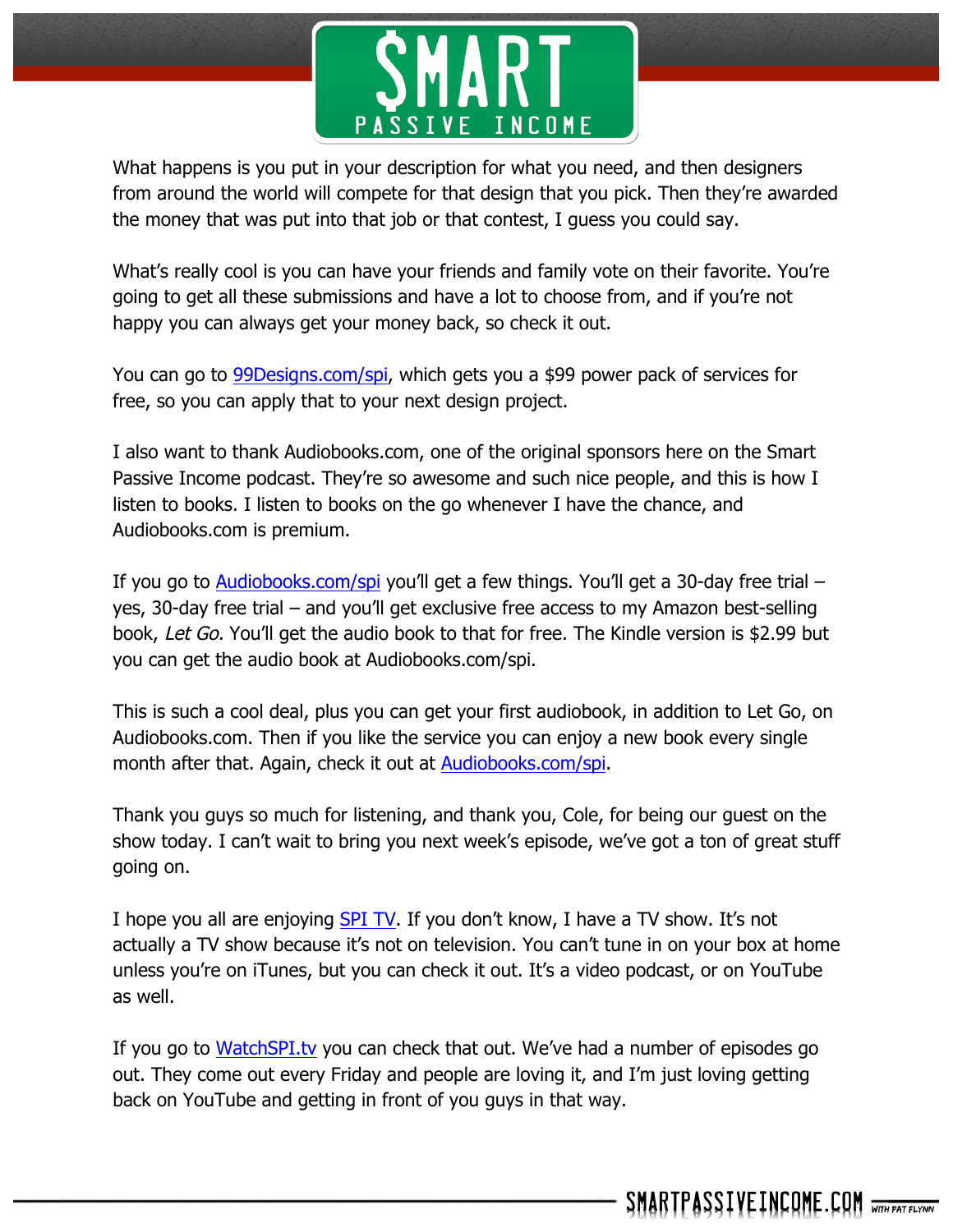What happens is you put in your description for what you need, and then designers from around the world will compete for that design that you pick. Then they're awarded the money that was put into that job or that contest, I guess you could say.

What's really cool is you can have your friends and family vote on their favorite. You're going to get all these submissions and have a lot to choose from, and if you're not happy you can always get your money back, so check it out.

You can go to [99Designs.com/spi](http://99Designs.com/spi), which gets you a $99 power pack of services for free, so you can apply that to your next design project.

I also want to thank Audiobooks.com, one of the original sponsors here on the Smart Passive Income podcast. They're so awesome and such nice people, and this is how I listen to books. I listen to books on the go whenever I have the chance, and Audiobooks.com is premium.

If you go to [Audiobooks.com/spi](http://Audiobooks.com/spi) you'll get a few things. You'll get a 30-day free trial – yes, 30-day free trial – and you'll get exclusive free access to my Amazon best-selling book, *Let Go.* You'll get the audio book to that for free. The Kindle version is $2.99 but you can get the audio book at Audiobooks.com/spi.

This is such a cool deal, plus you can get your first audiobook, in addition to Let Go, on Audiobooks.com. Then if you like the service you can enjoy a new book every single month after that. Again, check it out at [Audiobooks.com/spi](http://Audiobooks.com/spi).

Thank you guys so much for listening, and thank you, Cole, for being our guest on the show today. I can't wait to bring you next week's episode, we've got a ton of great stuff going on.

I hope you all are enjoying [SPI TV](http://WatchSPI.tv). If you don't know, I have a TV show. It's not actually a TV show because it's not on television. You can't tune in on your box at home unless you're on iTunes, but you can check it out. It's a video podcast, or on YouTube as well.

If you go to [WatchSPI.tv](http://WatchSPI.tv) you can check that out. We've had a number of episodes go out. They come out every Friday and people are loving it, and I'm just loving getting back on YouTube and getting in front of you guys in that way.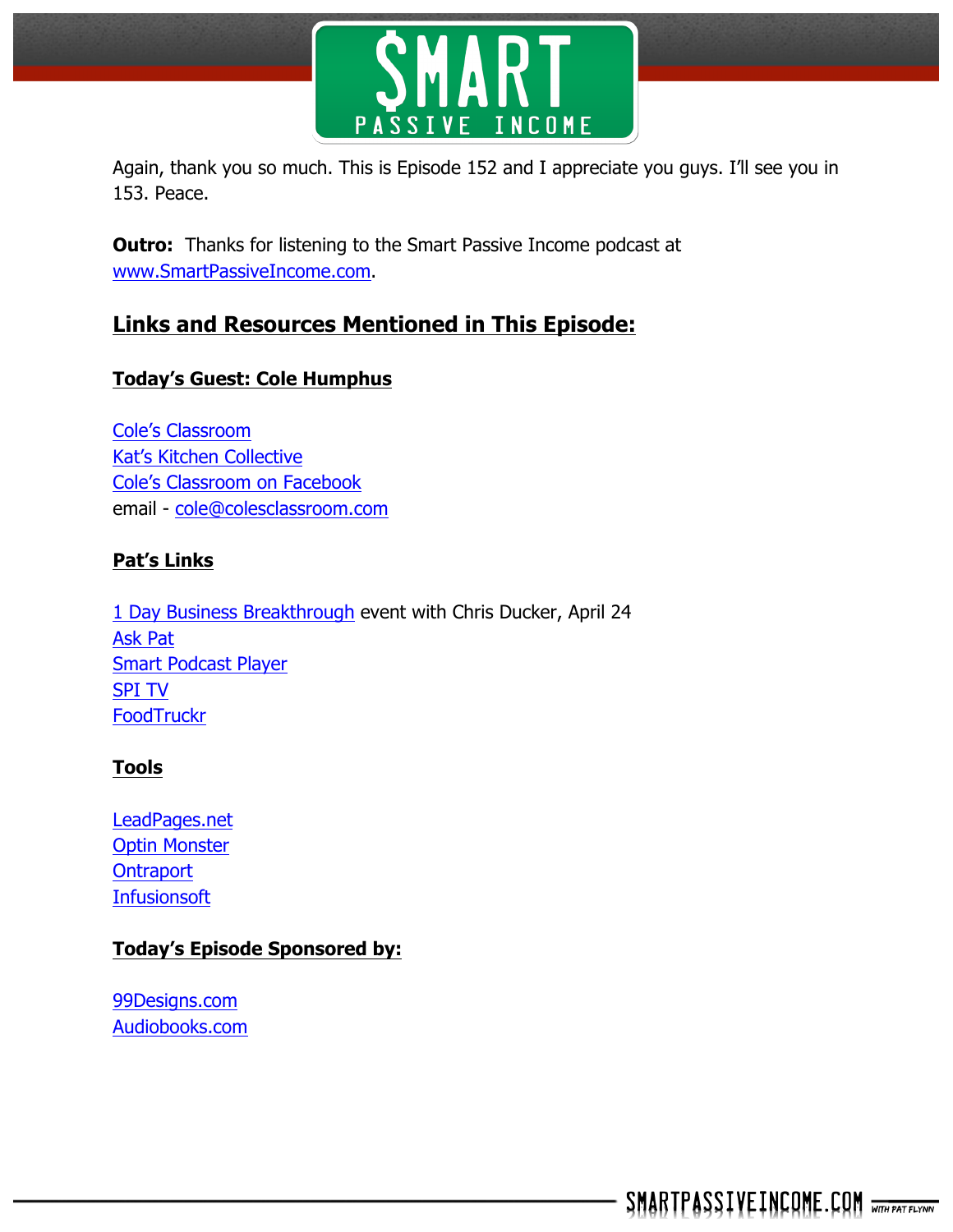Again, thank you so much. This is Episode 152 and I appreciate you guys. I'll see you in 153. Peace.

**Outro:** Thanks for listening to the Smart Passive Income podcast at www.SmartPassiveIncome.com.

## Links and Resources Mentioned in This Episode:

### Today's Guest: Cole Humphus

Cole's Classroom
Kat's Kitchen Collective
Cole's Classroom on Facebook
email - cole@colesclassroom.com

### Pat's Links

1 Day Business Breakthrough event with Chris Ducker, April 24
Ask Pat
Smart Podcast Player
SPI TV
FoodTruckr

### Tools

LeadPages.net
Optin Monster
Ontraport
Infusionsoft

### Today's Episode Sponsored by:

99Designs.com
Audiobooks.com